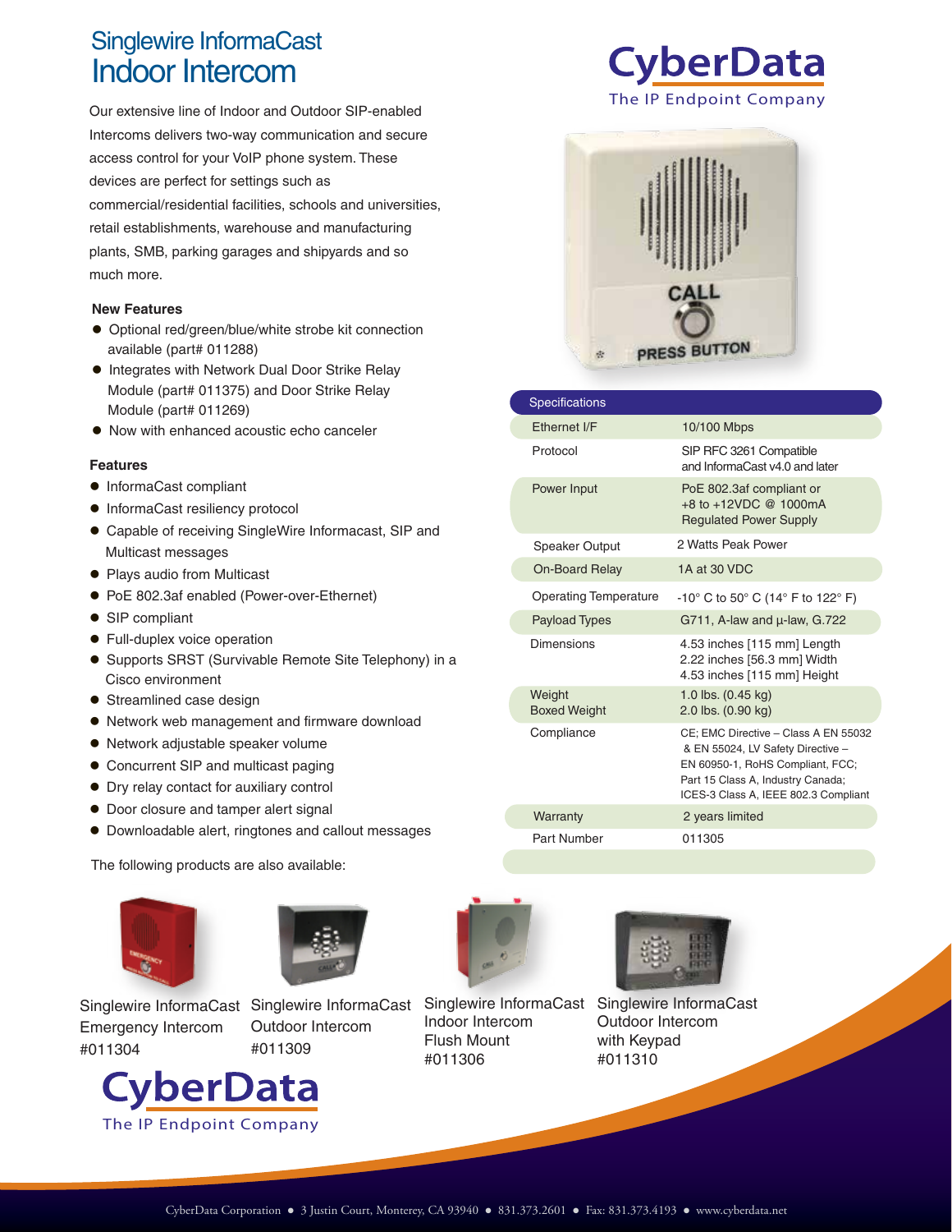# Singlewire InformaCast
## Indoor Intercom

CyberData
The IP Endpoint Company

Our extensive line of Indoor and Outdoor SIP-enabled Intercoms delivers two-way communication and secure access control for your VoIP phone system. These devices are perfect for settings such as commercial/residential facilities, schools and universities, retail establishments, warehouse and manufacturing plants, SMB, parking garages and shipyards and so much more.

### New Features

- Optional red/green/blue/white strobe kit connection available (part# 011288)
- Integrates with Network Dual Door Strike Relay Module (part# 011375) and Door Strike Relay Module (part# 011269)
- Now with enhanced acoustic echo canceler

### Features

- InformaCast compliant
- InformaCast resiliency protocol
- Capable of receiving SingleWire Informacast, SIP and Multicast messages
- Plays audio from Multicast
- PoE 802.3af enabled (Power-over-Ethernet)
- SIP compliant
- Full-duplex voice operation
- Supports SRST (Survivable Remote Site Telephony) in a Cisco environment
- Streamlined case design
- Network web management and firmware download
- Network adjustable speaker volume
- Concurrent SIP and multicast paging
- Dry relay contact for auxiliary control
- Door closure and tamper alert signal
- Downloadable alert, ringtones and callout messages

| Specifications | |
|---|---|
| Ethernet I/F | 10/100 Mbps |
| Protocol | SIP RFC 3261 Compatible and InformaCast v4.0 and later |
| Power Input | PoE 802.3af compliant or +8 to +12VDC @ 1000mA Regulated Power Supply |
| Speaker Output | 2 Watts Peak Power |
| On-Board Relay | 1A at 30 VDC |
| Operating Temperature | -10° C to 50° C (14° F to 122° F) |
| Payload Types | G711, A-law and µ-law, G.722 |
| Dimensions | 4.53 inches [115 mm] Length<br>2.22 inches [56.3 mm] Width<br>4.53 inches [115 mm] Height |
| Weight<br>Boxed Weight | 1.0 lbs. (0.45 kg)<br>2.0 lbs. (0.90 kg) |
| Compliance | CE; EMC Directive – Class A EN 55032 & EN 55024, LV Safety Directive – EN 60950-1, RoHS Compliant, FCC; Part 15 Class A, Industry Canada; ICES-3 Class A, IEEE 802.3 Compliant |
| Warranty | 2 years limited |
| Part Number | 011305 |

The following products are also available:

Singlewire InformaCast Emergency Intercom #011304

Singlewire InformaCast Outdoor Intercom #011309

Singlewire InformaCast Indoor Intercom Flush Mount #011306

Singlewire InformaCast Outdoor Intercom with Keypad #011310

CyberData
The IP Endpoint Company

CyberData Corporation ● 3 Justin Court, Monterey, CA 93940 ● 831.373.2601 ● Fax: 831.373.4193 ● www.cyberdata.net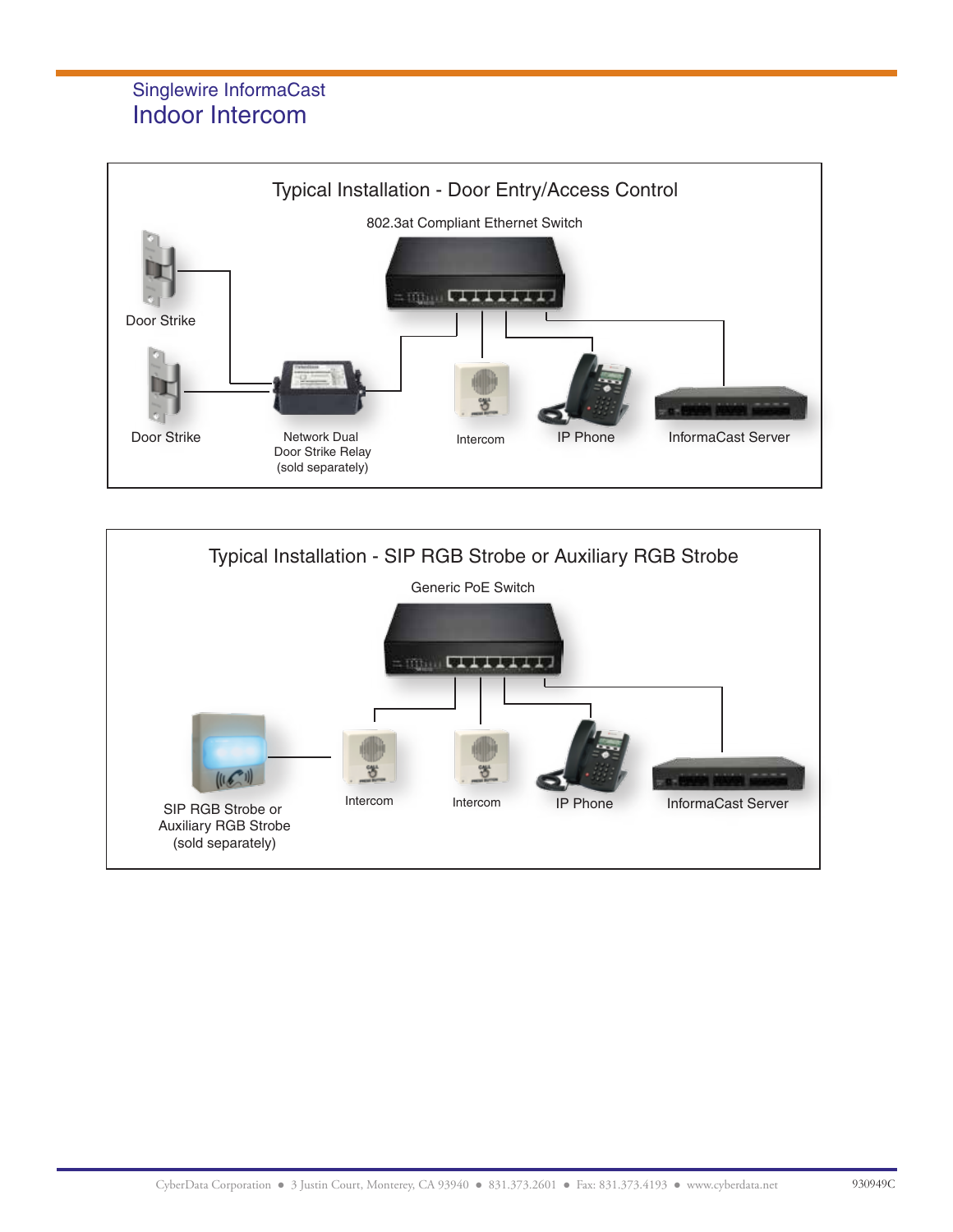Singlewire InformaCast

# Indoor Intercom

## Typical Installation - Door Entry/Access Control

802.3at Compliant Ethernet Switch

Door Strike

Door Strike

Network Dual Door Strike Relay (sold separately)

Intercom

IP Phone

InformaCast Server

## Typical Installation - SIP RGB Strobe or Auxiliary RGB Strobe

Generic PoE Switch

SIP RGB Strobe or Auxiliary RGB Strobe (sold separately)

Intercom

Intercom

IP Phone

InformaCast Server

CyberData Corporation • 3 Justin Court, Monterey, CA 93940 • 831.373.2601 • Fax: 831.373.4193 • www.cyberdata.net

930949C